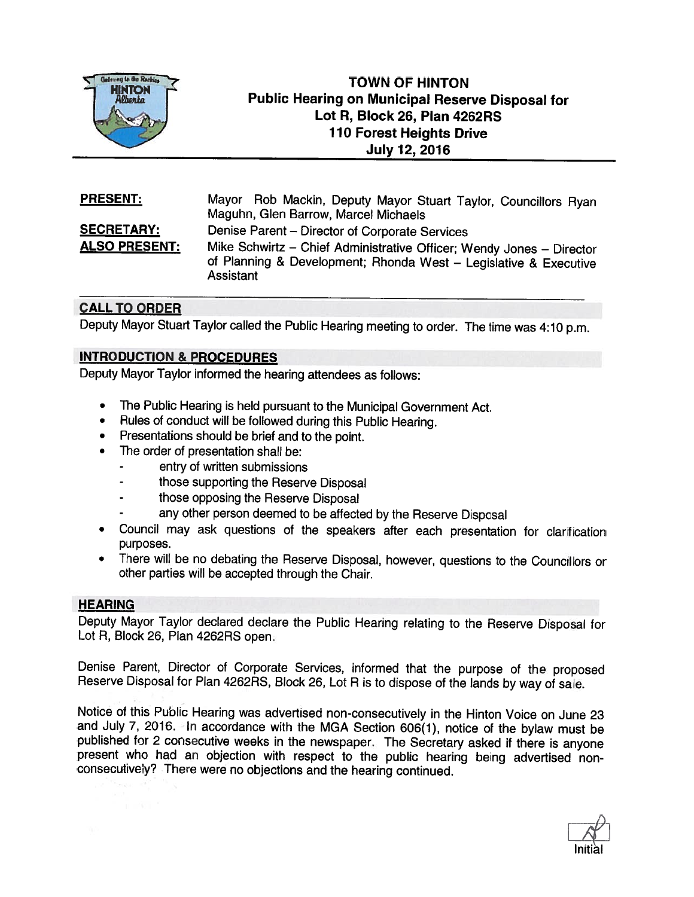# TOWN OF HINTON
## Public Hearing on Municipal Reserve Disposal for Lot R, Block 26, Plan 4262RS
## 110 Forest Heights Drive
## July 12, 2016

**PRESENT:** Mayor Rob Mackin, Deputy Mayor Stuart Taylor, Councillors Ryan Maguhn, Glen Barrow, Marcel Michaels

**SECRETARY:** Denise Parent – Director of Corporate Services

**ALSO PRESENT:** Mike Schwirtz – Chief Administrative Officer; Wendy Jones – Director of Planning & Development; Rhonda West – Legislative & Executive Assistant

### CALL TO ORDER

Deputy Mayor Stuart Taylor called the Public Hearing meeting to order. The time was 4:10 p.m.

### INTRODUCTION & PROCEDURES

Deputy Mayor Taylor informed the hearing attendees as follows:

- The Public Hearing is held pursuant to the Municipal Government Act.
- Rules of conduct will be followed during this Public Hearing.
- Presentations should be brief and to the point.
- The order of presentation shall be:
  - entry of written submissions
  - those supporting the Reserve Disposal
  - those opposing the Reserve Disposal
  - any other person deemed to be affected by the Reserve Disposal
- Council may ask questions of the speakers after each presentation for clarification purposes.
- There will be no debating the Reserve Disposal, however, questions to the Councillors or other parties will be accepted through the Chair.

### HEARING

Deputy Mayor Taylor declared declare the Public Hearing relating to the Reserve Disposal for Lot R, Block 26, Plan 4262RS open.

Denise Parent, Director of Corporate Services, informed that the purpose of the proposed Reserve Disposal for Plan 4262RS, Block 26, Lot R is to dispose of the lands by way of sale.

Notice of this Public Hearing was advertised non-consecutively in the Hinton Voice on June 23 and July 7, 2016. In accordance with the MGA Section 606(1), notice of the bylaw must be published for 2 consecutive weeks in the newspaper. The Secretary asked if there is anyone present who had an objection with respect to the public hearing being advertised non-consecutively? There were no objections and the hearing continued.

Initial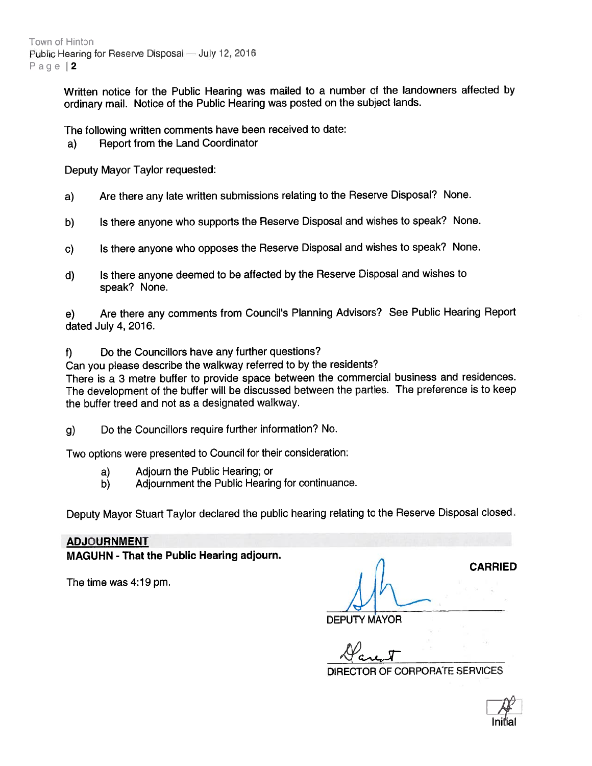Written notice for the Public Hearing was mailed to a number of the landowners affected by ordinary mail. Notice of the Public Hearing was posted on the subject lands.

The following written comments have been received to date:

a) Report from the Land Coordinator

Deputy Mayor Taylor requested:

a) Are there any late written submissions relating to the Reserve Disposal? None.

b) Is there anyone who supports the Reserve Disposal and wishes to speak? None.

c) Is there anyone who opposes the Reserve Disposal and wishes to speak? None.

d) Is there anyone deemed to be affected by the Reserve Disposal and wishes to speak? None.

e) Are there any comments from Council's Planning Advisors? See Public Hearing Report dated July 4, 2016.

f) Do the Councillors have any further questions?
Can you please describe the walkway referred to by the residents?
There is a 3 metre buffer to provide space between the commercial business and residences. The development of the buffer will be discussed between the parties. The preference is to keep the buffer treed and not as a designated walkway.

g) Do the Councillors require further information? No.

Two options were presented to Council for their consideration:

a) Adjourn the Public Hearing; or
b) Adjournment the Public Hearing for continuance.

Deputy Mayor Stuart Taylor declared the public hearing relating to the Reserve Disposal closed.

## ADJOURNMENT

**MAGUHN - That the Public Hearing adjourn.**

**CARRIED**

The time was 4:19 pm.

DEPUTY MAYOR

DIRECTOR OF CORPORATE SERVICES

Initial